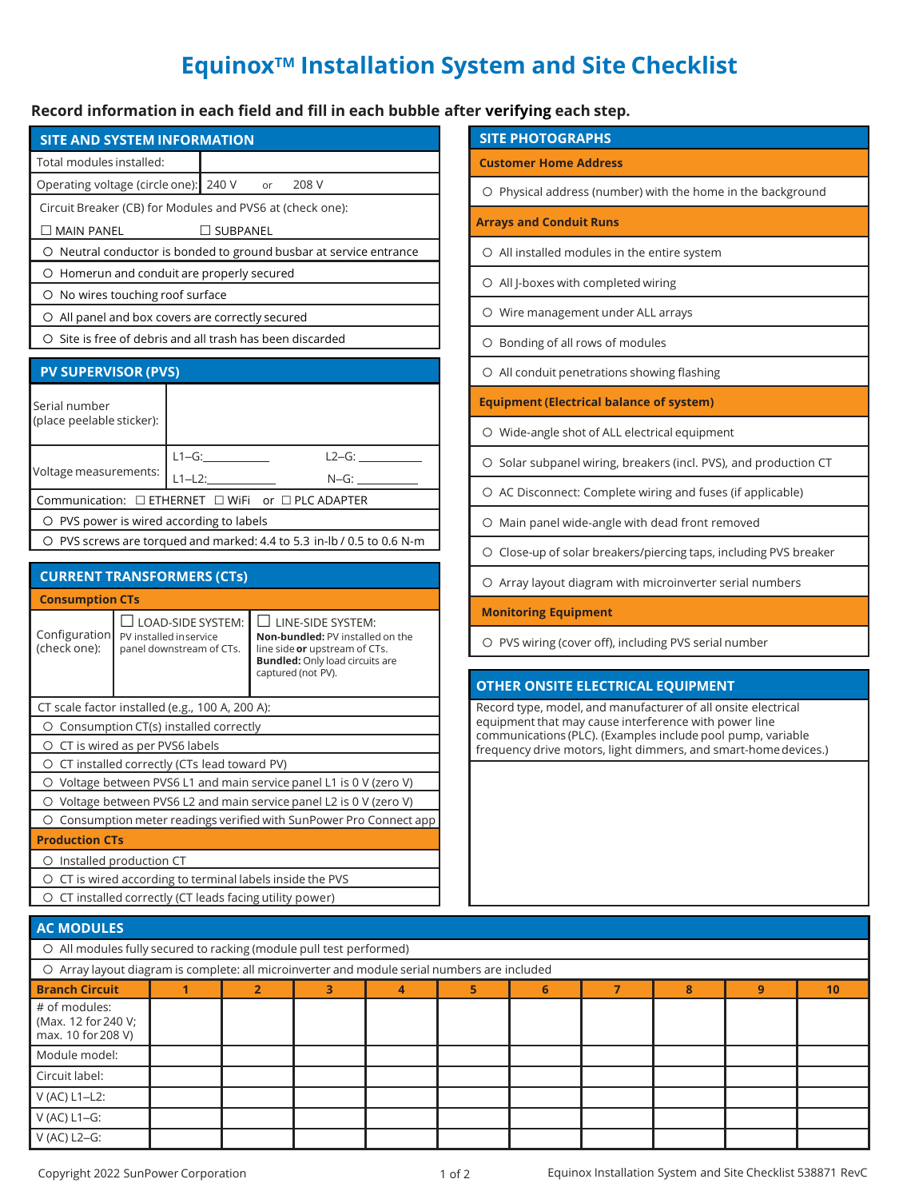# Equinox™ Installation System and Site Checklist

**Record information in each field and fill in each bubble after verifying each step.**

## SITE AND SYSTEM INFORMATION

| | |
|---|---|
| Total modules installed: | |
| Operating voltage (circle one): | 240 V or 208 V |

Circuit Breaker (CB) for Modules and PVS6 at (check one):

☐ MAIN PANEL ☐ SUBPANEL

- ○ Neutral conductor is bonded to ground busbar at service entrance
- ○ Homerun and conduit are properly secured
- ○ No wires touching roof surface
- ○ All panel and box covers are correctly secured
- ○ Site is free of debris and all trash has been discarded

## PV SUPERVISOR (PVS)

| | | |
|---|---|---|
| Serial number (place peelable sticker): | | |
| Voltage measurements: | L1–G:__________ | L2–G: __________ |
| | L1–L2:__________ | N–G: __________ |

Communication: ☐ ETHERNET ☐ WiFi or ☐ PLC ADAPTER

- ○ PVS power is wired according to labels
- ○ PVS screws are torqued and marked: 4.4 to 5.3 in-lb / 0.5 to 0.6 N-m

## CURRENT TRANSFORMERS (CTs)

### Consumption CTs

| Configuration (check one): | ☐ LOAD-SIDE SYSTEM: PV installed in service panel downstream of CTs. | ☐ LINE-SIDE SYSTEM: **Non-bundled:** PV installed on the line side **or** upstream of CTs. **Bundled:** Only load circuits are captured (not PV). |
|---|---|---|

CT scale factor installed (e.g., 100 A, 200 A):

- ○ Consumption CT(s) installed correctly
- ○ CT is wired as per PVS6 labels
- ○ CT installed correctly (CTs lead toward PV)
- ○ Voltage between PVS6 L1 and main service panel L1 is 0 V (zero V)
- ○ Voltage between PVS6 L2 and main service panel L2 is 0 V (zero V)
- ○ Consumption meter readings verified with SunPower Pro Connect app

### Production CTs

- ○ Installed production CT
- ○ CT is wired according to terminal labels inside the PVS
- ○ CT installed correctly (CT leads facing utility power)

## SITE PHOTOGRAPHS

### Customer Home Address

- ○ Physical address (number) with the home in the background

### Arrays and Conduit Runs

- ○ All installed modules in the entire system
- ○ All J-boxes with completed wiring
- ○ Wire management under ALL arrays
- ○ Bonding of all rows of modules
- ○ All conduit penetrations showing flashing

### Equipment (Electrical balance of system)

- ○ Wide-angle shot of ALL electrical equipment
- ○ Solar subpanel wiring, breakers (incl. PVS), and production CT
- ○ AC Disconnect: Complete wiring and fuses (if applicable)
- ○ Main panel wide-angle with dead front removed
- ○ Close-up of solar breakers/piercing taps, including PVS breaker
- ○ Array layout diagram with microinverter serial numbers

### Monitoring Equipment

- ○ PVS wiring (cover off), including PVS serial number

## OTHER ONSITE ELECTRICAL EQUIPMENT

Record type, model, and manufacturer of all onsite electrical equipment that may cause interference with power line communications (PLC). (Examples include pool pump, variable frequency drive motors, light dimmers, and smart-home devices.)

## AC MODULES

- ○ All modules fully secured to racking (module pull test performed)
- ○ Array layout diagram is complete: all microinverter and module serial numbers are included

| Branch Circuit | 1 | 2 | 3 | 4 | 5 | 6 | 7 | 8 | 9 | 10 |
|---|---|---|---|---|---|---|---|---|---|---|
| # of modules: (Max. 12 for 240 V; max. 10 for 208 V) | | | | | | | | | | |
| Module model: | | | | | | | | | | |
| Circuit label: | | | | | | | | | | |
| V (AC) L1–L2: | | | | | | | | | | |
| V (AC) L1–G: | | | | | | | | | | |
| V (AC) L2–G: | | | | | | | | | | |

Copyright 2022 SunPower Corporation

Equinox Installation System and Site Checklist 538871 RevC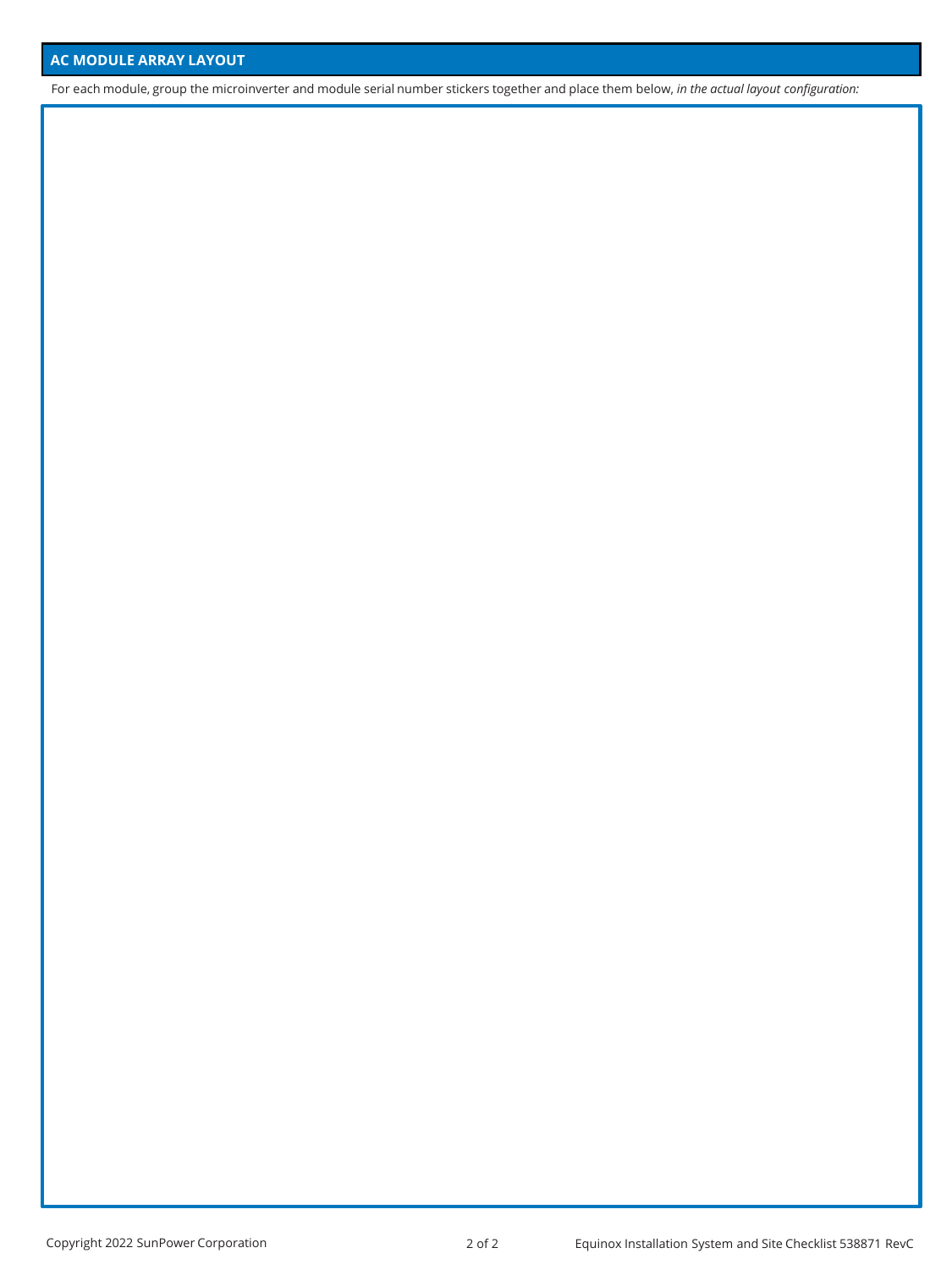## AC MODULE ARRAY LAYOUT

For each module, group the microinverter and module serial number stickers together and place them below, *in the actual layout configuration:*